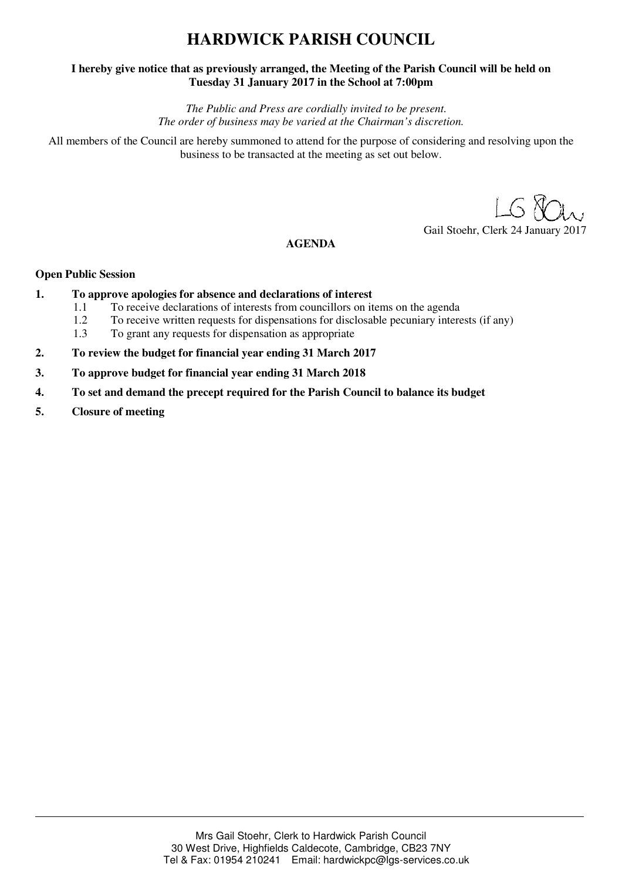# HARDWICK PARISH COUNCIL

**I hereby give notice that as previously arranged, the Meeting of the Parish Council will be held on Tuesday 31 January 2017 in the School at 7:00pm**

*The Public and Press are cordially invited to be present.*
*The order of business may be varied at the Chairman's discretion.*

All members of the Council are hereby summoned to attend for the purpose of considering and resolving upon the business to be transacted at the meeting as set out below.

Gail Stoehr, Clerk 24 January 2017

**AGENDA**

**Open Public Session**

1. **To approve apologies for absence and declarations of interest**
   - 1.1 To receive declarations of interests from councillors on items on the agenda
   - 1.2 To receive written requests for dispensations for disclosable pecuniary interests (if any)
   - 1.3 To grant any requests for dispensation as appropriate
2. **To review the budget for financial year ending 31 March 2017**
3. **To approve budget for financial year ending 31 March 2018**
4. **To set and demand the precept required for the Parish Council to balance its budget**
5. **Closure of meeting**

Mrs Gail Stoehr, Clerk to Hardwick Parish Council
30 West Drive, Highfields Caldecote, Cambridge, CB23 7NY
Tel & Fax: 01954 210241 Email: hardwickpc@lgs-services.co.uk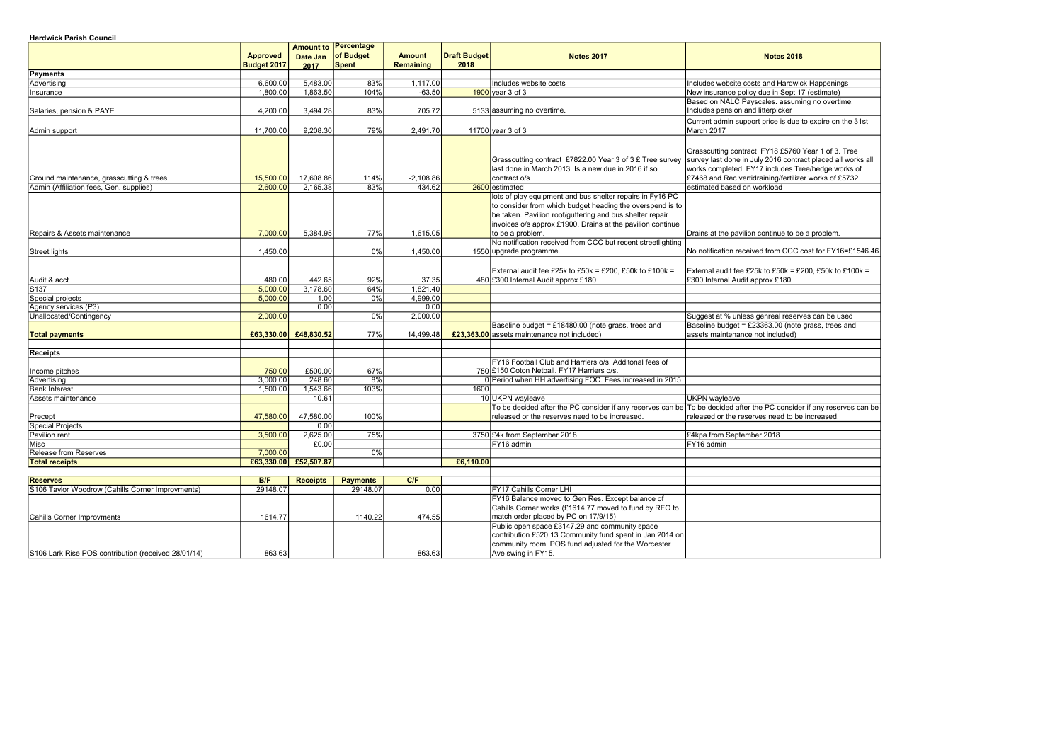**Hardwick Parish Council**

| | Approved Budget 2017 | Amount to Date Jan 2017 | Percentage of Budget Spent | Amount Remaining | Draft Budget 2018 | Notes 2017 | Notes 2018 |
|---|---|---|---|---|---|---|---|
| **Payments** | | | | | | | |
| Advertising | 6,600.00 | 5,483.00 | 83% | 1,117.00 | | Includes website costs | Includes website costs and Hardwick Happenings |
| Insurance | 1,800.00 | 1,863.50 | 104% | -63.50 | 1900 | year 3 of 3 | New insurance policy due in Sept 17 (estimate) |
| Salaries, pension & PAYE | 4,200.00 | 3,494.28 | 83% | 705.72 | 5133 | assuming no overtime. | Based on NALC Payscales. assuming no overtime. Includes pension and litterpicker |
| Admin support | 11,700.00 | 9,208.30 | 79% | 2,491.70 | 11700 | year 3 of 3 | Current admin support price is due to expire on the 31st March 2017 |
| Ground maintenance, grasscutting & trees | 15,500.00 | 17,608.86 | 114% | -2,108.86 | | Grasscutting contract £7822.00 Year 3 of 3 £ Tree survey last done in March 2013. Is a new due in 2016 if so contract o/s | Grasscutting contract FY18 £5760 Year 1 of 3. Tree survey last done in July 2016 contract placed all works all works completed. FY17 includes Tree/hedge works of £7468 and Rec vertidraining/fertilizer works of £5732 |
| Admin (Affiliation fees, Gen. supplies) | 2,600.00 | 2,165.38 | 83% | 434.62 | 2600 | estimated | estimated based on workload |
| Repairs & Assets maintenance | 7,000.00 | 5,384.95 | 77% | 1,615.05 | | lots of play equipment and bus shelter repairs in Fy16 PC to consider from which budget heading the overspend is to be taken. Pavilion roof/guttering and bus shelter repair invoices o/s approx £1900. Drains at the pavilion continue to be a problem. | Drains at the pavilion continue to be a problem. |
| Street lights | 1,450.00 | | 0% | 1,450.00 | 1550 | No notification received from CCC but recent streetlighting upgrade programme. | No notification received from CCC cost for FY16=£1546.46 |
| Audit & acct | 480.00 | 442.65 | 92% | 37.35 | 480 | External audit fee £25k to £50k = £200, £50k to £100k = £300 Internal Audit approx £180 | External audit fee £25k to £50k = £200, £50k to £100k = £300 Internal Audit approx £180 |
| S137 | 5,000.00 | 3,178.60 | 64% | 1,821.40 | | | |
| Special projects | 5,000.00 | 1.00 | 0% | 4,999.00 | | | |
| Agency services (P3) | | 0.00 | | 0.00 | | | |
| Unallocated/Contingency | 2,000.00 | | 0% | 2,000.00 | | | Suggest at % unless genreal reserves can be used |
| **Total payments** | **£63,330.00** | **£48,830.52** | 77% | 14,499.48 | **£23,363.00** | Baseline budget = £18480.00 (note grass, trees and assets maintenance not included) | Baseline budget = £23363.00 (note grass, trees and assets maintenance not included) |
| | | | | | | | |
| **Receipts** | | | | | | | |
| Income pitches | 750.00 | £500.00 | 67% | | 750 | FY16 Football Club and Harriers o/s. Additonal fees of £150 Coton Netball. FY17 Harriers o/s. | |
| Advertising | 3,000.00 | 248.60 | 8% | | 0 | Period when HH advertising FOC. Fees increased in 2015 | |
| Bank Interest | 1,500.00 | 1,543.66 | 103% | | 1600 | | |
| Assets maintenance | | 10.61 | | | 10 | UKPN wayleave | UKPN wayleave |
| Precept | 47,580.00 | 47,580.00 | 100% | | | To be decided after the PC consider if any reserves can be released or the reserves need to be increased. | To be decided after the PC consider if any reserves can be released or the reserves need to be increased. |
| Special Projects | | 0.00 | | | | | |
| Pavilion rent | 3,500.00 | 2,625.00 | 75% | | 3750 | £4k from September 2018 | £4kpa from September 2018 |
| Misc | | £0.00 | | | | FY16 admin | FY16 admin |
| Release from Reserves | 7,000.00 | | 0% | | | | |
| **Total receipts** | **£63,330.00** | **£52,507.87** | | | **£6,110.00** | | |
| | | | | | | | |
| **Reserves** | **B/F** | **Receipts** | **Payments** | **C/F** | | | |
| S106 Taylor Woodrow (Cahills Corner Improvments) | 29148.07 | | 29148.07 | 0.00 | | FY17 Cahills Corner LHI | |
| Cahills Corner Improvments | 1614.77 | | 1140.22 | 474.55 | | FY16 Balance moved to Gen Res. Except balance of Cahills Corner works (£1614.77 moved to fund by RFO to match order placed by PC on 17/9/15) | |
| S106 Lark Rise POS contribution (received 28/01/14) | 863.63 | | | 863.63 | | Public open space £3147.29 and community space contribution £520.13 Community fund spent in Jan 2014 on community room. POS fund adjusted for the Worcester Ave swing in FY15. | |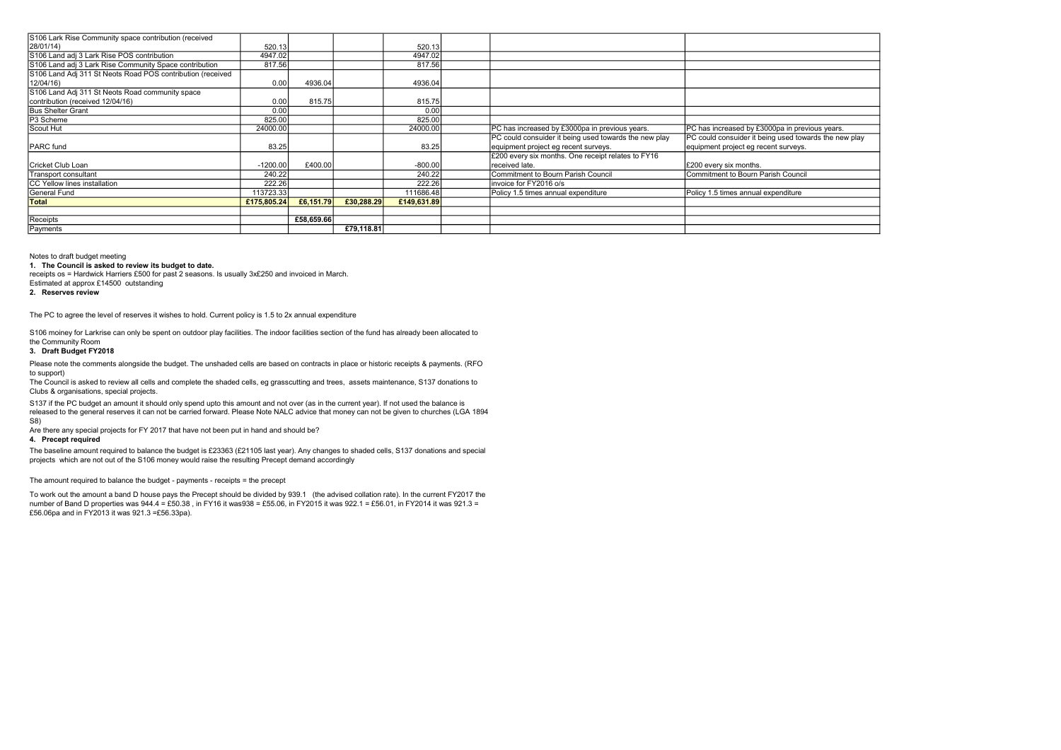| | | | | | | | |
|---|---|---|---|---|---|---|---|
| S106 Lark Rise Community space contribution (received 28/01/14) | 520.13 | | | 520.13 | | | |
| S106 Land adj 3 Lark Rise POS contribution | 4947.02 | | | 4947.02 | | | |
| S106 Land adj 3 Lark Rise Community Space contribution | 817.56 | | | 817.56 | | | |
| S106 Land Adj 311 St Neots Road POS contribution (received 12/04/16) | 0.00 | 4936.04 | | 4936.04 | | | |
| S106 Land Adj 311 St Neots Road community space contribution (received 12/04/16) | 0.00 | 815.75 | | 815.75 | | | |
| Bus Shelter Grant | 0.00 | | | 0.00 | | | |
| P3 Scheme | 825.00 | | | 825.00 | | | |
| Scout Hut | 24000.00 | | | 24000.00 | | PC has increased by £3000pa in previous years. | PC has increased by £3000pa in previous years. |
| PARC fund | 83.25 | | | 83.25 | | PC could consuider it being used towards the new play equipment project eg recent surveys. | PC could consuider it being used towards the new play equipment project eg recent surveys. |
| Cricket Club Loan | -1200.00 | £400.00 | | -800.00 | | £200 every six months. One receipt relates to FY16 received late. | £200 every six months. |
| Transport consultant | 240.22 | | | 240.22 | | Commitment to Bourn Parish Council | Commitment to Bourn Parish Council |
| CC Yellow lines installation | 222.26 | | | 222.26 | | invoice for FY2016 o/s | |
| General Fund | 113723.33 | | | 111686.48 | | Policy 1.5 times annual expenditure | Policy 1.5 times annual expenditure |
| **Total** | **£175,805.24** | **£6,151.79** | **£30,288.29** | **£149,631.89** | | | |
| | | | | | | | |
| Receipts | | **£58,659.66** | | | | | |
| Payments | | | **£79,118.81** | | | | |

Notes to draft budget meeting

**1. The Council is asked to review its budget to date.**

receipts os = Hardwick Harriers £500 for past 2 seasons. Is usually 3x£250 and invoiced in March.

Estimated at approx £14500 outstanding

**2. Reserves review**

The PC to agree the level of reserves it wishes to hold. Current policy is 1.5 to 2x annual expenditure

S106 moiney for Larkrise can only be spent on outdoor play facilities. The indoor facilities section of the fund has already been allocated to the Community Room

**3. Draft Budget FY2018**

Please note the comments alongside the budget. The unshaded cells are based on contracts in place or historic receipts & payments. (RFO to support)

The Council is asked to review all cells and complete the shaded cells, eg grasscutting and trees, assets maintenance, S137 donations to Clubs & organisations, special projects.

S137 if the PC budget an amount it should only spend upto this amount and not over (as in the current year). If not used the balance is released to the general reserves it can not be carried forward. Please Note NALC advice that money can not be given to churches (LGA 1894 S8)

Are there any special projects for FY 2017 that have not been put in hand and should be?

**4. Precept required**

The baseline amount required to balance the budget is £23363 (£21105 last year). Any changes to shaded cells, S137 donations and special projects which are not out of the S106 money would raise the resulting Precept demand accordingly

The amount required to balance the budget - payments - receipts = the precept

To work out the amount a band D house pays the Precept should be divided by 939.1 (the advised collation rate). In the current FY2017 the number of Band D properties was 944.4 = £50.38 , in FY16 it was938 = £55.06, in FY2015 it was 922.1 = £56.01, in FY2014 it was 921.3 = £56.06pa and in FY2013 it was 921.3 =£56.33pa).